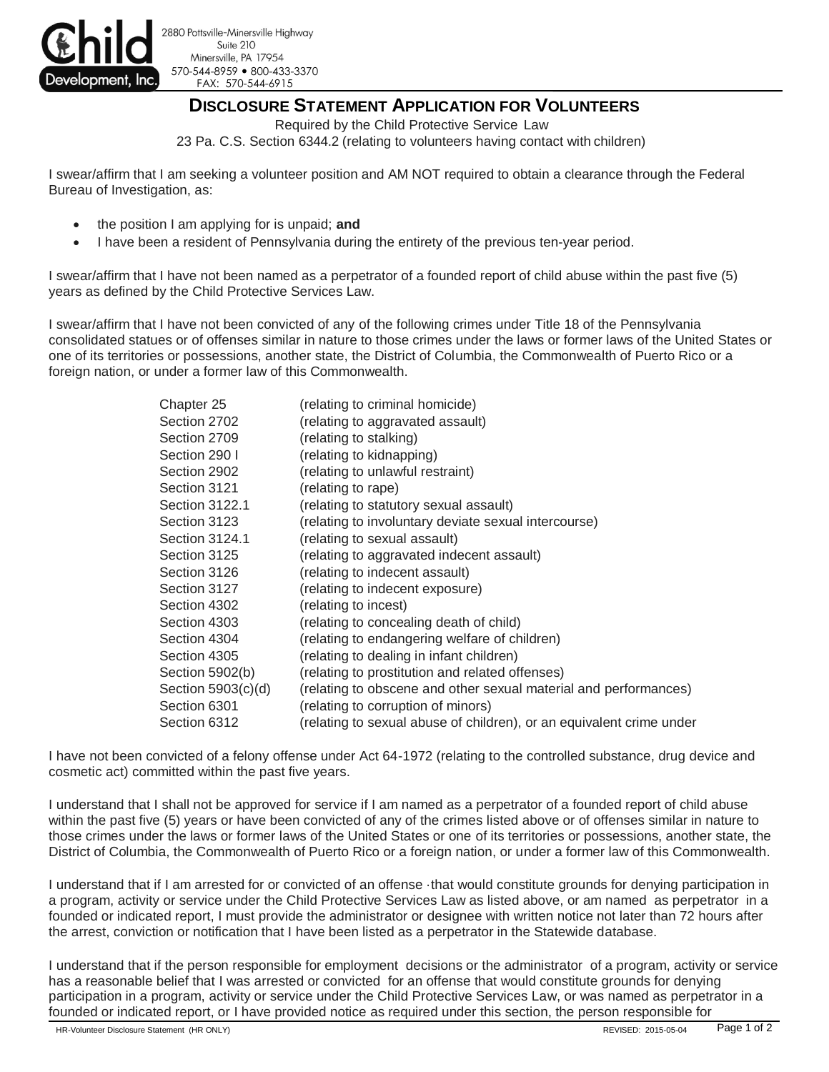**Child Development, Inc.**
2880 Pottsville-Minersville Highway
Suite 210
Minersville, PA 17954
570-544-8959 • 800-433-3370
FAX: 570-544-6915

# DISCLOSURE STATEMENT APPLICATION FOR VOLUNTEERS

Required by the Child Protective Service Law
23 Pa. C.S. Section 6344.2 (relating to volunteers having contact with children)

I swear/affirm that I am seeking a volunteer position and AM NOT required to obtain a clearance through the Federal Bureau of Investigation, as:

- the position I am applying for is unpaid; **and**
- I have been a resident of Pennsylvania during the entirety of the previous ten-year period.

I swear/affirm that I have not been named as a perpetrator of a founded report of child abuse within the past five (5) years as defined by the Child Protective Services Law.

I swear/affirm that I have not been convicted of any of the following crimes under Title 18 of the Pennsylvania consolidated statues or of offenses similar in nature to those crimes under the laws or former laws of the United States or one of its territories or possessions, another state, the District of Columbia, the Commonwealth of Puerto Rico or a foreign nation, or under a former law of this Commonwealth.

| | |
|---|---|
| Chapter 25 | (relating to criminal homicide) |
| Section 2702 | (relating to aggravated assault) |
| Section 2709 | (relating to stalking) |
| Section 290 I | (relating to kidnapping) |
| Section 2902 | (relating to unlawful restraint) |
| Section 3121 | (relating to rape) |
| Section 3122.1 | (relating to statutory sexual assault) |
| Section 3123 | (relating to involuntary deviate sexual intercourse) |
| Section 3124.1 | (relating to sexual assault) |
| Section 3125 | (relating to aggravated indecent assault) |
| Section 3126 | (relating to indecent assault) |
| Section 3127 | (relating to indecent exposure) |
| Section 4302 | (relating to incest) |
| Section 4303 | (relating to concealing death of child) |
| Section 4304 | (relating to endangering welfare of children) |
| Section 4305 | (relating to dealing in infant children) |
| Section 5902(b) | (relating to prostitution and related offenses) |
| Section 5903(c)(d) | (relating to obscene and other sexual material and performances) |
| Section 6301 | (relating to corruption of minors) |
| Section 6312 | (relating to sexual abuse of children), or an equivalent crime under |

I have not been convicted of a felony offense under Act 64-1972 (relating to the controlled substance, drug device and cosmetic act) committed within the past five years.

I understand that I shall not be approved for service if I am named as a perpetrator of a founded report of child abuse within the past five (5) years or have been convicted of any of the crimes listed above or of offenses similar in nature to those crimes under the laws or former laws of the United States or one of its territories or possessions, another state, the District of Columbia, the Commonwealth of Puerto Rico or a foreign nation, or under a former law of this Commonwealth.

I understand that if I am arrested for or convicted of an offense ·that would constitute grounds for denying participation in a program, activity or service under the Child Protective Services Law as listed above, or am named as perpetrator in a founded or indicated report, I must provide the administrator or designee with written notice not later than 72 hours after the arrest, conviction or notification that I have been listed as a perpetrator in the Statewide database.

I understand that if the person responsible for employment decisions or the administrator of a program, activity or service has a reasonable belief that I was arrested or convicted for an offense that would constitute grounds for denying participation in a program, activity or service under the Child Protective Services Law, or was named as perpetrator in a founded or indicated report, or I have provided notice as required under this section, the person responsible for

HR-Volunteer Disclosure Statement (HR ONLY) REVISED: 2015-05-04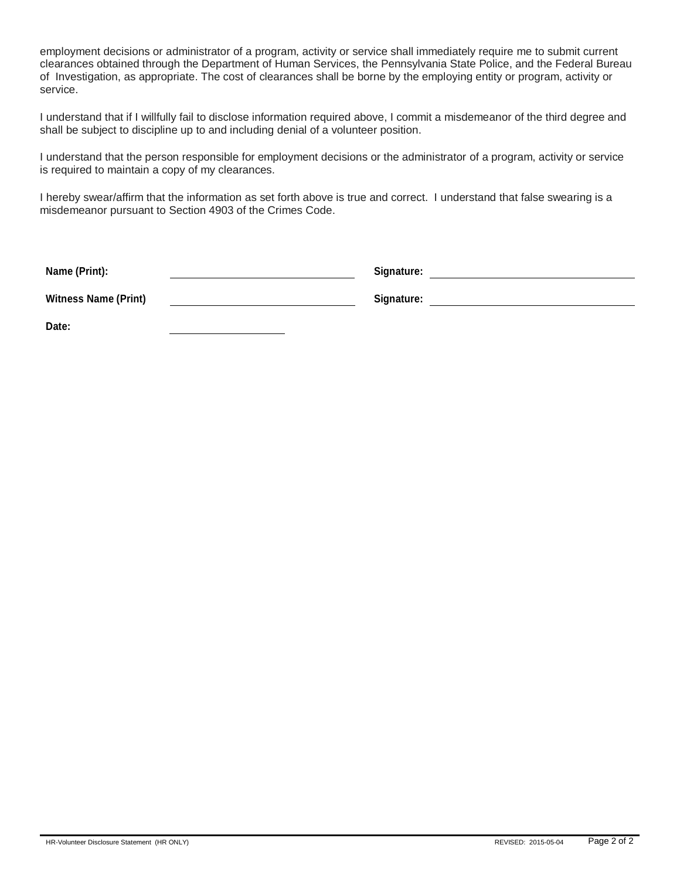employment decisions or administrator of a program, activity or service shall immediately require me to submit current clearances obtained through the Department of Human Services, the Pennsylvania State Police, and the Federal Bureau of Investigation, as appropriate. The cost of clearances shall be borne by the employing entity or program, activity or service.

I understand that if I willfully fail to disclose information required above, I commit a misdemeanor of the third degree and shall be subject to discipline up to and including denial of a volunteer position.

I understand that the person responsible for employment decisions or the administrator of a program, activity or service is required to maintain a copy of my clearances.

I hereby swear/affirm that the information as set forth above is true and correct. I understand that false swearing is a misdemeanor pursuant to Section 4903 of the Crimes Code.

**Name (Print):** ______________________________ **Signature:** ______________________________

**Witness Name (Print)** ______________________________ **Signature:** ______________________________

**Date:** __________________

HR-Volunteer Disclosure Statement (HR ONLY) REVISED: 2015-05-04